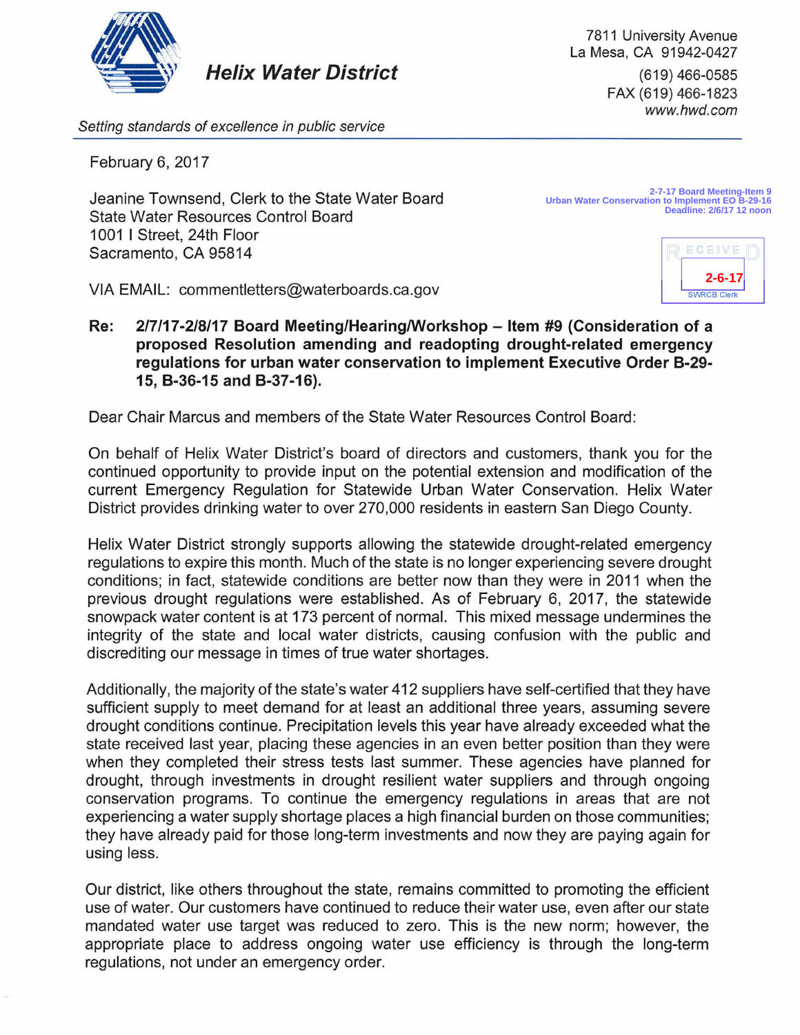**Helix Water District**

*Setting standards of excellence in public service*

7811 University Avenue
La Mesa, CA 91942-0427
(619) 466-0585
FAX (619) 466-1823
*www.hwd.com*

February 6, 2017

Jeanine Townsend, Clerk to the State Water Board
State Water Resources Control Board
1001 I Street, 24th Floor
Sacramento, CA 95814

2-7-17 Board Meeting-Item 9
Urban Water Conservation to Implement EO B-29-16
Deadline: 2/6/17 12 noon

RECEIVED
2-6-17
SWRCB Clerk

VIA EMAIL: commentletters@waterboards.ca.gov

**Re: 2/7/17-2/8/17 Board Meeting/Hearing/Workshop – Item #9 (Consideration of a proposed Resolution amending and readopting drought-related emergency regulations for urban water conservation to implement Executive Order B-29-15, B-36-15 and B-37-16).**

Dear Chair Marcus and members of the State Water Resources Control Board:

On behalf of Helix Water District's board of directors and customers, thank you for the continued opportunity to provide input on the potential extension and modification of the current Emergency Regulation for Statewide Urban Water Conservation. Helix Water District provides drinking water to over 270,000 residents in eastern San Diego County.

Helix Water District strongly supports allowing the statewide drought-related emergency regulations to expire this month. Much of the state is no longer experiencing severe drought conditions; in fact, statewide conditions are better now than they were in 2011 when the previous drought regulations were established. As of February 6, 2017, the statewide snowpack water content is at 173 percent of normal. This mixed message undermines the integrity of the state and local water districts, causing confusion with the public and discrediting our message in times of true water shortages.

Additionally, the majority of the state's water 412 suppliers have self-certified that they have sufficient supply to meet demand for at least an additional three years, assuming severe drought conditions continue. Precipitation levels this year have already exceeded what the state received last year, placing these agencies in an even better position than they were when they completed their stress tests last summer. These agencies have planned for drought, through investments in drought resilient water suppliers and through ongoing conservation programs. To continue the emergency regulations in areas that are not experiencing a water supply shortage places a high financial burden on those communities; they have already paid for those long-term investments and now they are paying again for using less.

Our district, like others throughout the state, remains committed to promoting the efficient use of water. Our customers have continued to reduce their water use, even after our state mandated water use target was reduced to zero. This is the new norm; however, the appropriate place to address ongoing water use efficiency is through the long-term regulations, not under an emergency order.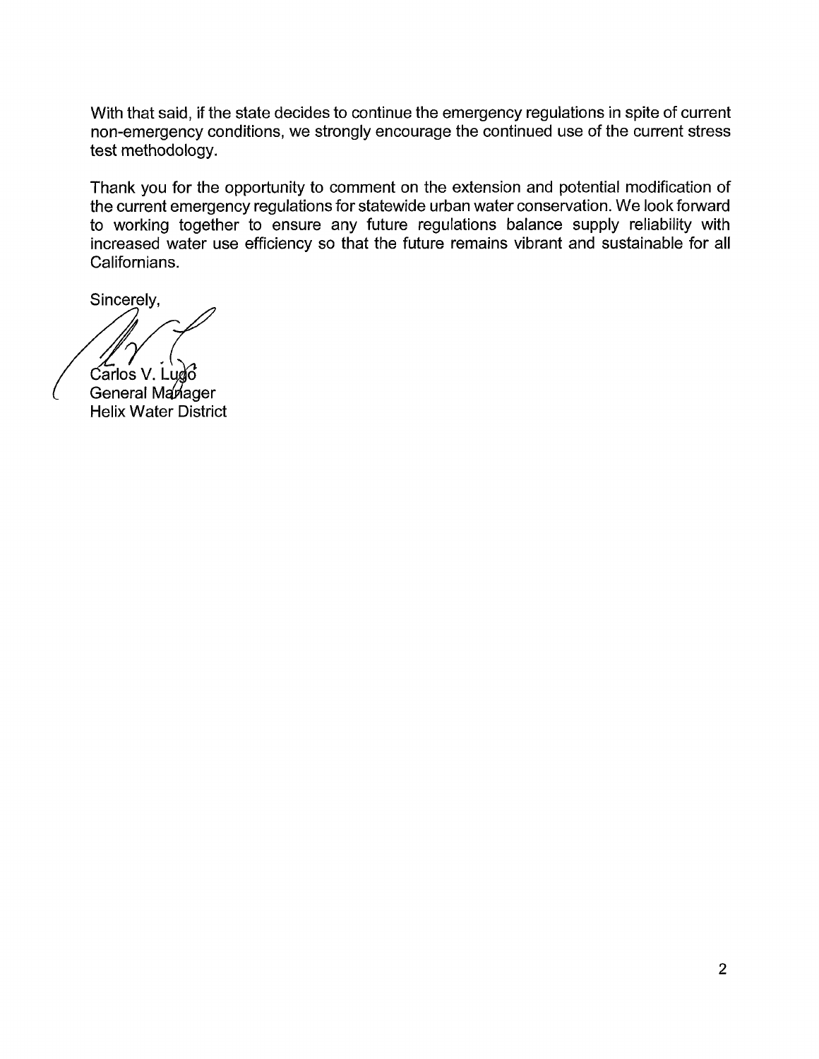With that said, if the state decides to continue the emergency regulations in spite of current non-emergency conditions, we strongly encourage the continued use of the current stress test methodology.

Thank you for the opportunity to comment on the extension and potential modification of the current emergency regulations for statewide urban water conservation. We look forward to working together to ensure any future regulations balance supply reliability with increased water use efficiency so that the future remains vibrant and sustainable for all Californians.

Sincerely,

Carlos V. Lugo
General Manager
Helix Water District